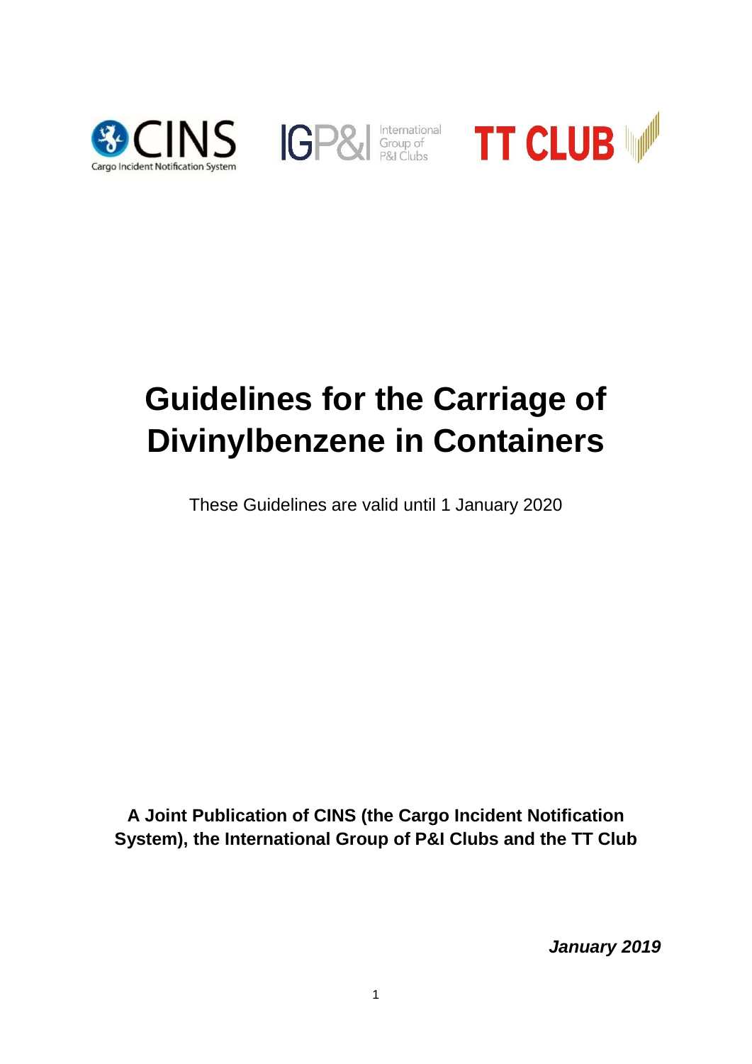CINS Cargo Incident Notification System

IGP&I International Group of P&I Clubs

TT CLUB

# Guidelines for the Carriage of Divinylbenzene in Containers

These Guidelines are valid until 1 January 2020

**A Joint Publication of CINS (the Cargo Incident Notification System), the International Group of P&I Clubs and the TT Club**

***January 2019***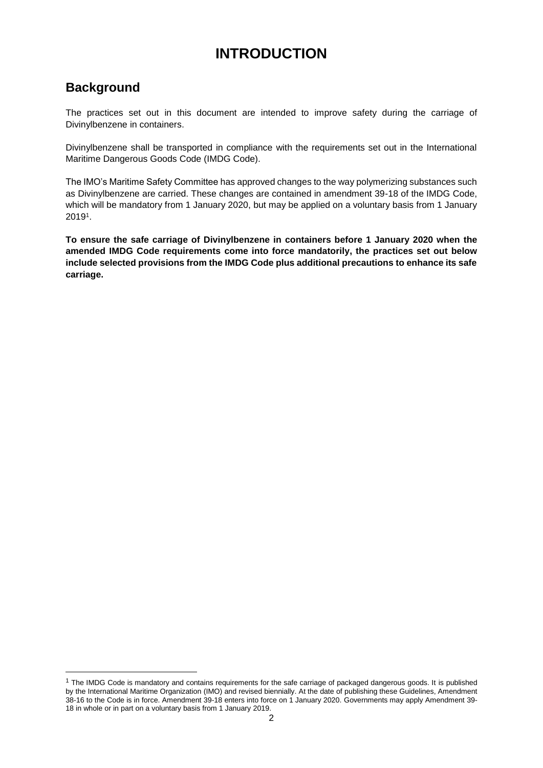# INTRODUCTION

## Background

The practices set out in this document are intended to improve safety during the carriage of Divinylbenzene in containers.

Divinylbenzene shall be transported in compliance with the requirements set out in the International Maritime Dangerous Goods Code (IMDG Code).

The IMO's Maritime Safety Committee has approved changes to the way polymerizing substances such as Divinylbenzene are carried. These changes are contained in amendment 39-18 of the IMDG Code, which will be mandatory from 1 January 2020, but may be applied on a voluntary basis from 1 January 2019[1].

**To ensure the safe carriage of Divinylbenzene in containers before 1 January 2020 when the amended IMDG Code requirements come into force mandatorily, the practices set out below include selected provisions from the IMDG Code plus additional precautions to enhance its safe carriage.**

---

[1] The IMDG Code is mandatory and contains requirements for the safe carriage of packaged dangerous goods. It is published by the International Maritime Organization (IMO) and revised biennially. At the date of publishing these Guidelines, Amendment 38-16 to the Code is in force. Amendment 39-18 enters into force on 1 January 2020. Governments may apply Amendment 39-18 in whole or in part on a voluntary basis from 1 January 2019.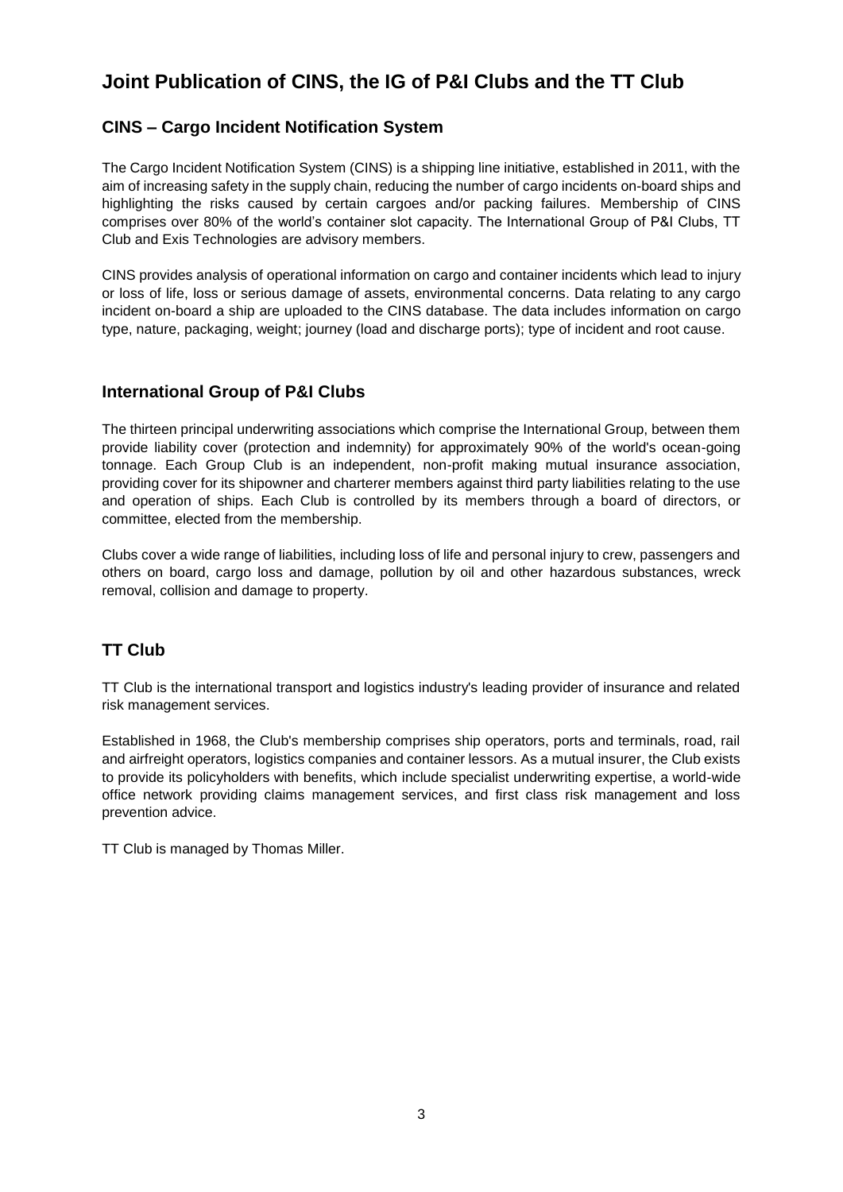# Joint Publication of CINS, the IG of P&I Clubs and the TT Club

## CINS – Cargo Incident Notification System

The Cargo Incident Notification System (CINS) is a shipping line initiative, established in 2011, with the aim of increasing safety in the supply chain, reducing the number of cargo incidents on-board ships and highlighting the risks caused by certain cargoes and/or packing failures. Membership of CINS comprises over 80% of the world's container slot capacity. The International Group of P&I Clubs, TT Club and Exis Technologies are advisory members.

CINS provides analysis of operational information on cargo and container incidents which lead to injury or loss of life, loss or serious damage of assets, environmental concerns. Data relating to any cargo incident on-board a ship are uploaded to the CINS database. The data includes information on cargo type, nature, packaging, weight; journey (load and discharge ports); type of incident and root cause.

## International Group of P&I Clubs

The thirteen principal underwriting associations which comprise the International Group, between them provide liability cover (protection and indemnity) for approximately 90% of the world's ocean-going tonnage. Each Group Club is an independent, non-profit making mutual insurance association, providing cover for its shipowner and charterer members against third party liabilities relating to the use and operation of ships. Each Club is controlled by its members through a board of directors, or committee, elected from the membership.

Clubs cover a wide range of liabilities, including loss of life and personal injury to crew, passengers and others on board, cargo loss and damage, pollution by oil and other hazardous substances, wreck removal, collision and damage to property.

## TT Club

TT Club is the international transport and logistics industry's leading provider of insurance and related risk management services.

Established in 1968, the Club's membership comprises ship operators, ports and terminals, road, rail and airfreight operators, logistics companies and container lessors. As a mutual insurer, the Club exists to provide its policyholders with benefits, which include specialist underwriting expertise, a world-wide office network providing claims management services, and first class risk management and loss prevention advice.

TT Club is managed by Thomas Miller.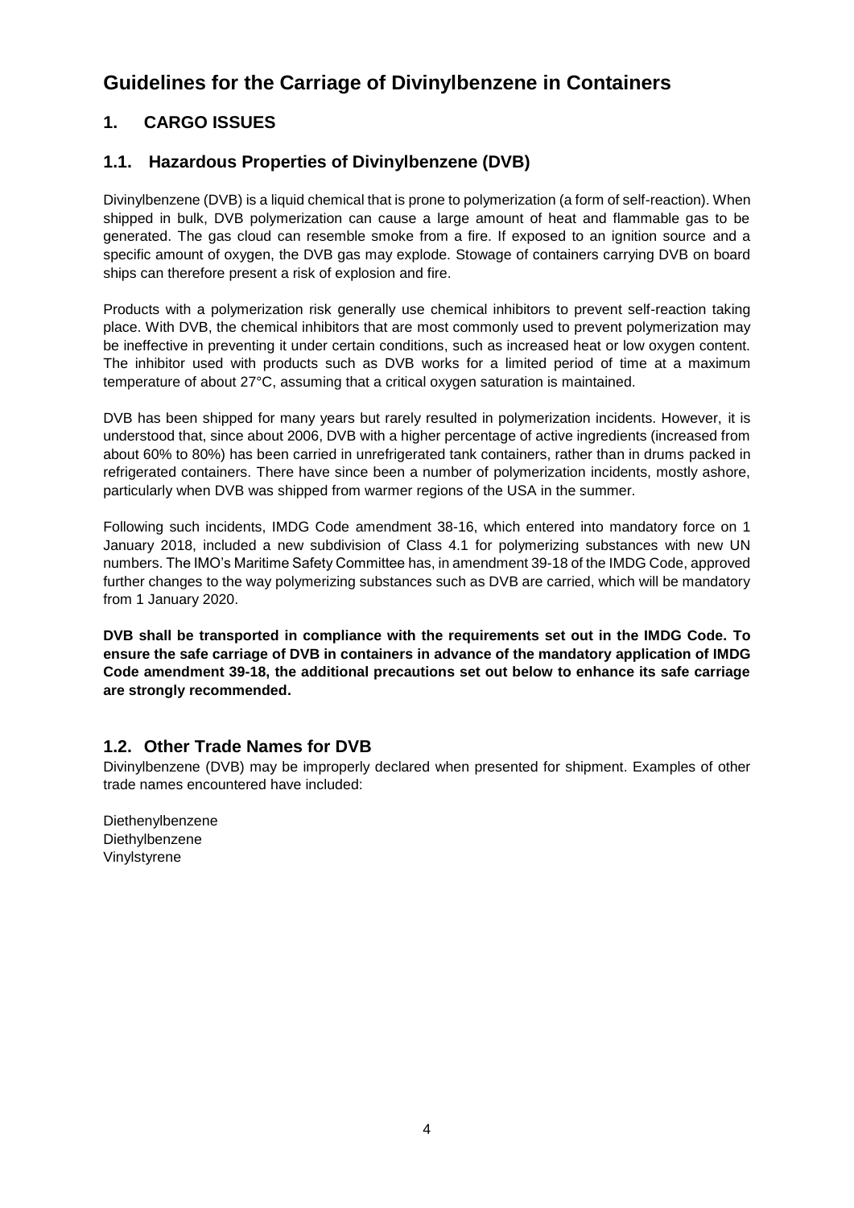# Guidelines for the Carriage of Divinylbenzene in Containers

## 1. CARGO ISSUES

### 1.1. Hazardous Properties of Divinylbenzene (DVB)

Divinylbenzene (DVB) is a liquid chemical that is prone to polymerization (a form of self-reaction). When shipped in bulk, DVB polymerization can cause a large amount of heat and flammable gas to be generated. The gas cloud can resemble smoke from a fire. If exposed to an ignition source and a specific amount of oxygen, the DVB gas may explode. Stowage of containers carrying DVB on board ships can therefore present a risk of explosion and fire.

Products with a polymerization risk generally use chemical inhibitors to prevent self-reaction taking place. With DVB, the chemical inhibitors that are most commonly used to prevent polymerization may be ineffective in preventing it under certain conditions, such as increased heat or low oxygen content. The inhibitor used with products such as DVB works for a limited period of time at a maximum temperature of about 27°C, assuming that a critical oxygen saturation is maintained.

DVB has been shipped for many years but rarely resulted in polymerization incidents. However, it is understood that, since about 2006, DVB with a higher percentage of active ingredients (increased from about 60% to 80%) has been carried in unrefrigerated tank containers, rather than in drums packed in refrigerated containers. There have since been a number of polymerization incidents, mostly ashore, particularly when DVB was shipped from warmer regions of the USA in the summer.

Following such incidents, IMDG Code amendment 38-16, which entered into mandatory force on 1 January 2018, included a new subdivision of Class 4.1 for polymerizing substances with new UN numbers. The IMO's Maritime Safety Committee has, in amendment 39-18 of the IMDG Code, approved further changes to the way polymerizing substances such as DVB are carried, which will be mandatory from 1 January 2020.

**DVB shall be transported in compliance with the requirements set out in the IMDG Code. To ensure the safe carriage of DVB in containers in advance of the mandatory application of IMDG Code amendment 39-18, the additional precautions set out below to enhance its safe carriage are strongly recommended.**

### 1.2. Other Trade Names for DVB

Divinylbenzene (DVB) may be improperly declared when presented for shipment. Examples of other trade names encountered have included:

Diethenylbenzene
Diethylbenzene
Vinylstyrene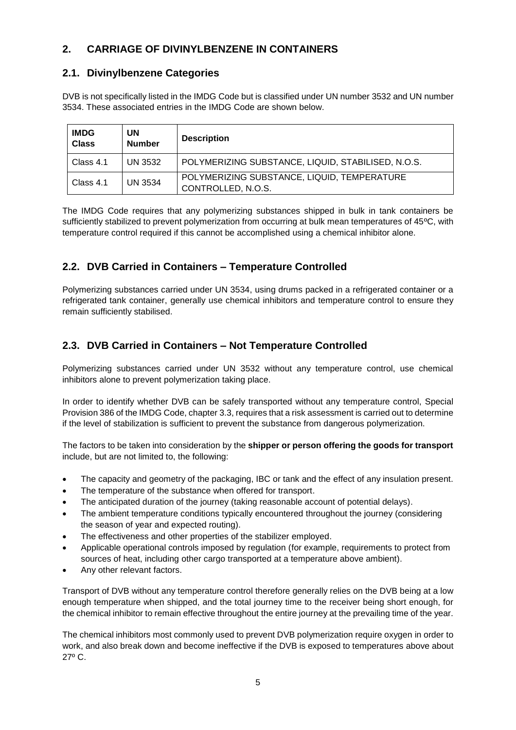## 2. CARRIAGE OF DIVINYLBENZENE IN CONTAINERS

### 2.1. Divinylbenzene Categories

DVB is not specifically listed in the IMDG Code but is classified under UN number 3532 and UN number 3534. These associated entries in the IMDG Code are shown below.

| IMDG Class | UN Number | Description |
| --- | --- | --- |
| Class 4.1 | UN 3532 | POLYMERIZING SUBSTANCE, LIQUID, STABILISED, N.O.S. |
| Class 4.1 | UN 3534 | POLYMERIZING SUBSTANCE, LIQUID, TEMPERATURE CONTROLLED, N.O.S. |

The IMDG Code requires that any polymerizing substances shipped in bulk in tank containers be sufficiently stabilized to prevent polymerization from occurring at bulk mean temperatures of 45ºC, with temperature control required if this cannot be accomplished using a chemical inhibitor alone.

### 2.2. DVB Carried in Containers – Temperature Controlled

Polymerizing substances carried under UN 3534, using drums packed in a refrigerated container or a refrigerated tank container, generally use chemical inhibitors and temperature control to ensure they remain sufficiently stabilised.

### 2.3. DVB Carried in Containers – Not Temperature Controlled

Polymerizing substances carried under UN 3532 without any temperature control, use chemical inhibitors alone to prevent polymerization taking place.

In order to identify whether DVB can be safely transported without any temperature control, Special Provision 386 of the IMDG Code, chapter 3.3, requires that a risk assessment is carried out to determine if the level of stabilization is sufficient to prevent the substance from dangerous polymerization.

The factors to be taken into consideration by the **shipper or person offering the goods for transport** include, but are not limited to, the following:

- The capacity and geometry of the packaging, IBC or tank and the effect of any insulation present.
- The temperature of the substance when offered for transport.
- The anticipated duration of the journey (taking reasonable account of potential delays).
- The ambient temperature conditions typically encountered throughout the journey (considering the season of year and expected routing).
- The effectiveness and other properties of the stabilizer employed.
- Applicable operational controls imposed by regulation (for example, requirements to protect from sources of heat, including other cargo transported at a temperature above ambient).
- Any other relevant factors.

Transport of DVB without any temperature control therefore generally relies on the DVB being at a low enough temperature when shipped, and the total journey time to the receiver being short enough, for the chemical inhibitor to remain effective throughout the entire journey at the prevailing time of the year.

The chemical inhibitors most commonly used to prevent DVB polymerization require oxygen in order to work, and also break down and become ineffective if the DVB is exposed to temperatures above about 27º C.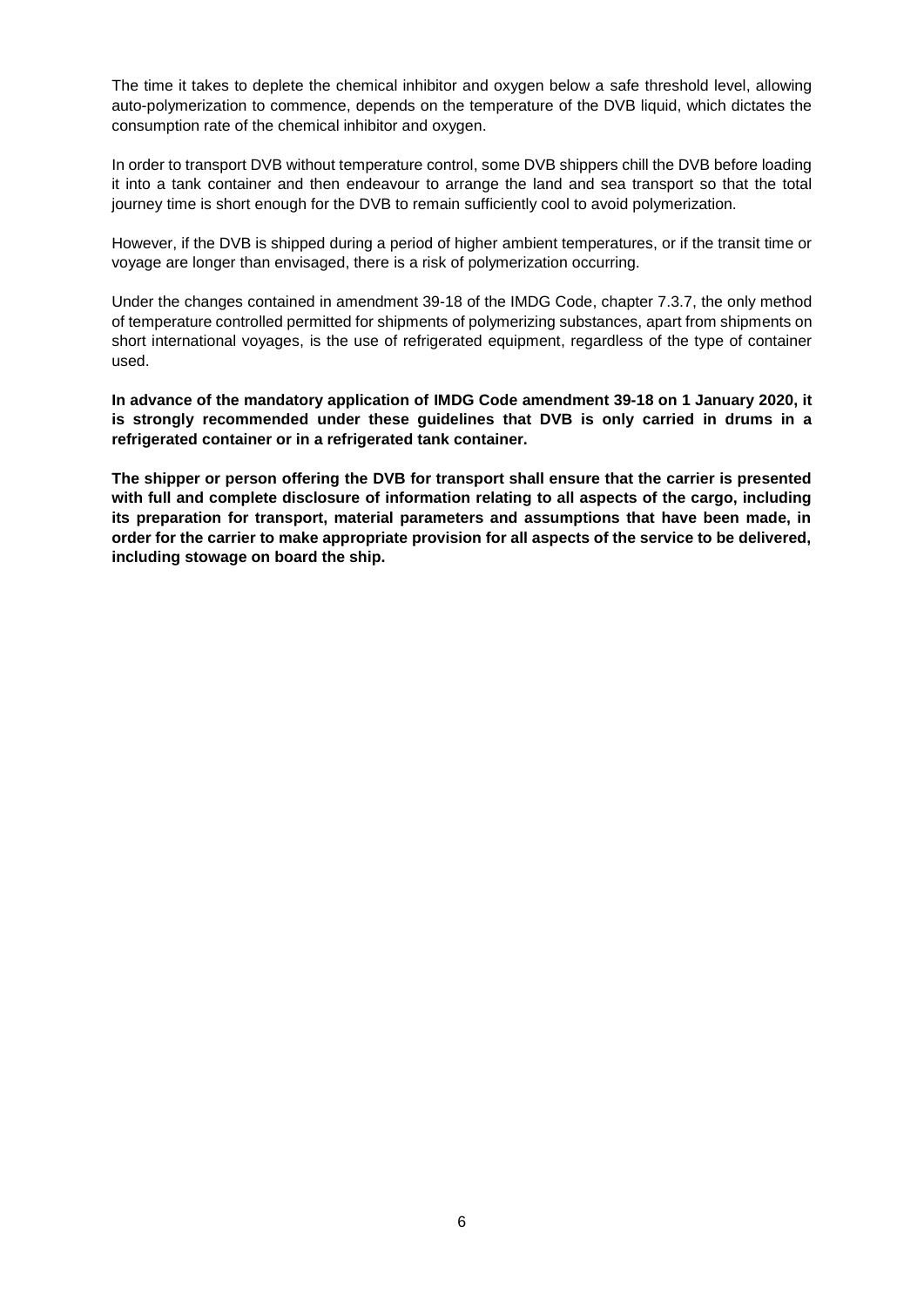The time it takes to deplete the chemical inhibitor and oxygen below a safe threshold level, allowing auto-polymerization to commence, depends on the temperature of the DVB liquid, which dictates the consumption rate of the chemical inhibitor and oxygen.

In order to transport DVB without temperature control, some DVB shippers chill the DVB before loading it into a tank container and then endeavour to arrange the land and sea transport so that the total journey time is short enough for the DVB to remain sufficiently cool to avoid polymerization.

However, if the DVB is shipped during a period of higher ambient temperatures, or if the transit time or voyage are longer than envisaged, there is a risk of polymerization occurring.

Under the changes contained in amendment 39-18 of the IMDG Code, chapter 7.3.7, the only method of temperature controlled permitted for shipments of polymerizing substances, apart from shipments on short international voyages, is the use of refrigerated equipment, regardless of the type of container used.

**In advance of the mandatory application of IMDG Code amendment 39-18 on 1 January 2020, it is strongly recommended under these guidelines that DVB is only carried in drums in a refrigerated container or in a refrigerated tank container.**

**The shipper or person offering the DVB for transport shall ensure that the carrier is presented with full and complete disclosure of information relating to all aspects of the cargo, including its preparation for transport, material parameters and assumptions that have been made, in order for the carrier to make appropriate provision for all aspects of the service to be delivered, including stowage on board the ship.**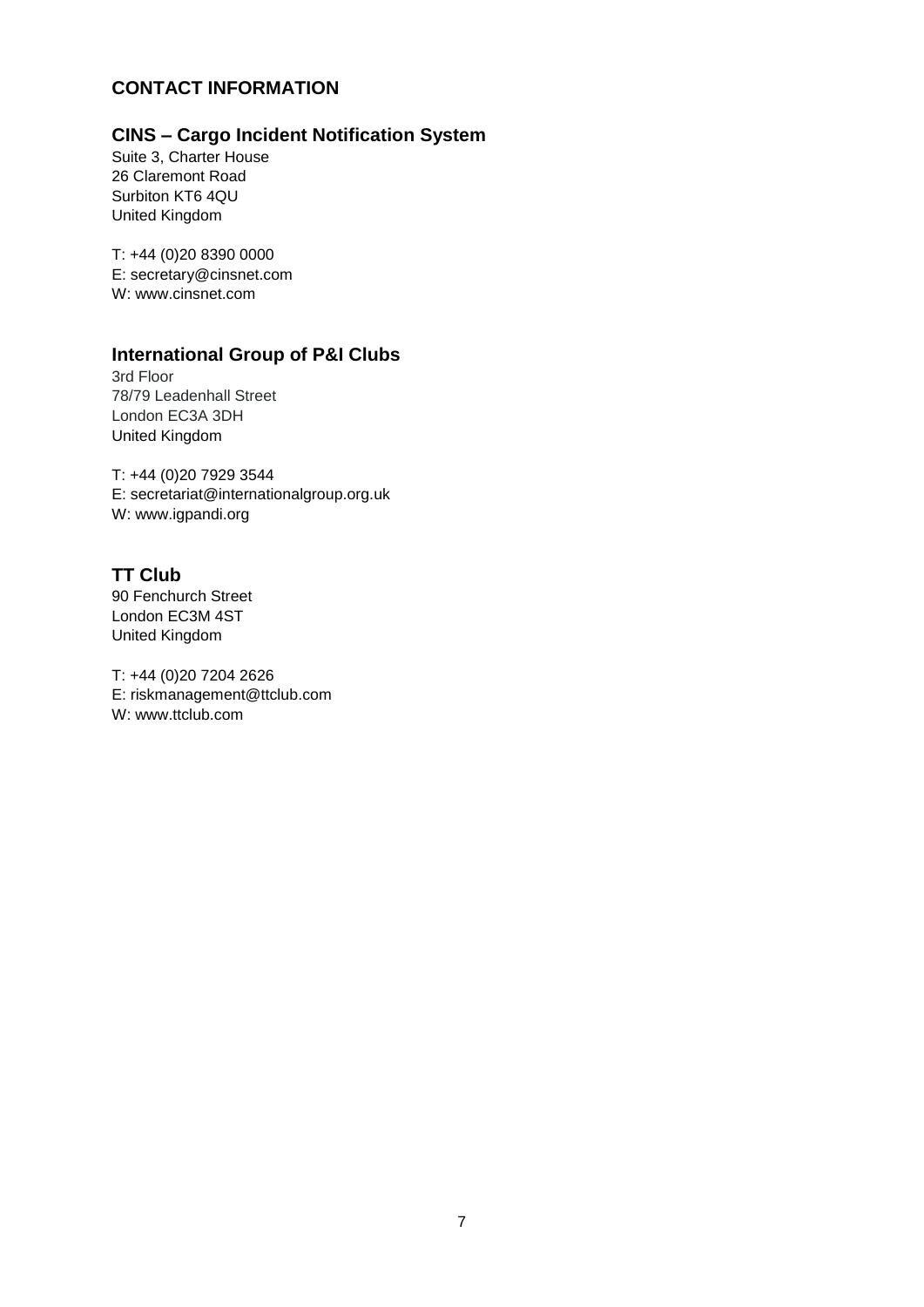## CONTACT INFORMATION

### CINS – Cargo Incident Notification System

Suite 3, Charter House
26 Claremont Road
Surbiton KT6 4QU
United Kingdom

T: +44 (0)20 8390 0000
E: secretary@cinsnet.com
W: www.cinsnet.com

### International Group of P&I Clubs

3rd Floor
78/79 Leadenhall Street
London EC3A 3DH
United Kingdom

T: +44 (0)20 7929 3544
E: secretariat@internationalgroup.org.uk
W: www.igpandi.org

### TT Club

90 Fenchurch Street
London EC3M 4ST
United Kingdom

T: +44 (0)20 7204 2626
E: riskmanagement@ttclub.com
W: www.ttclub.com